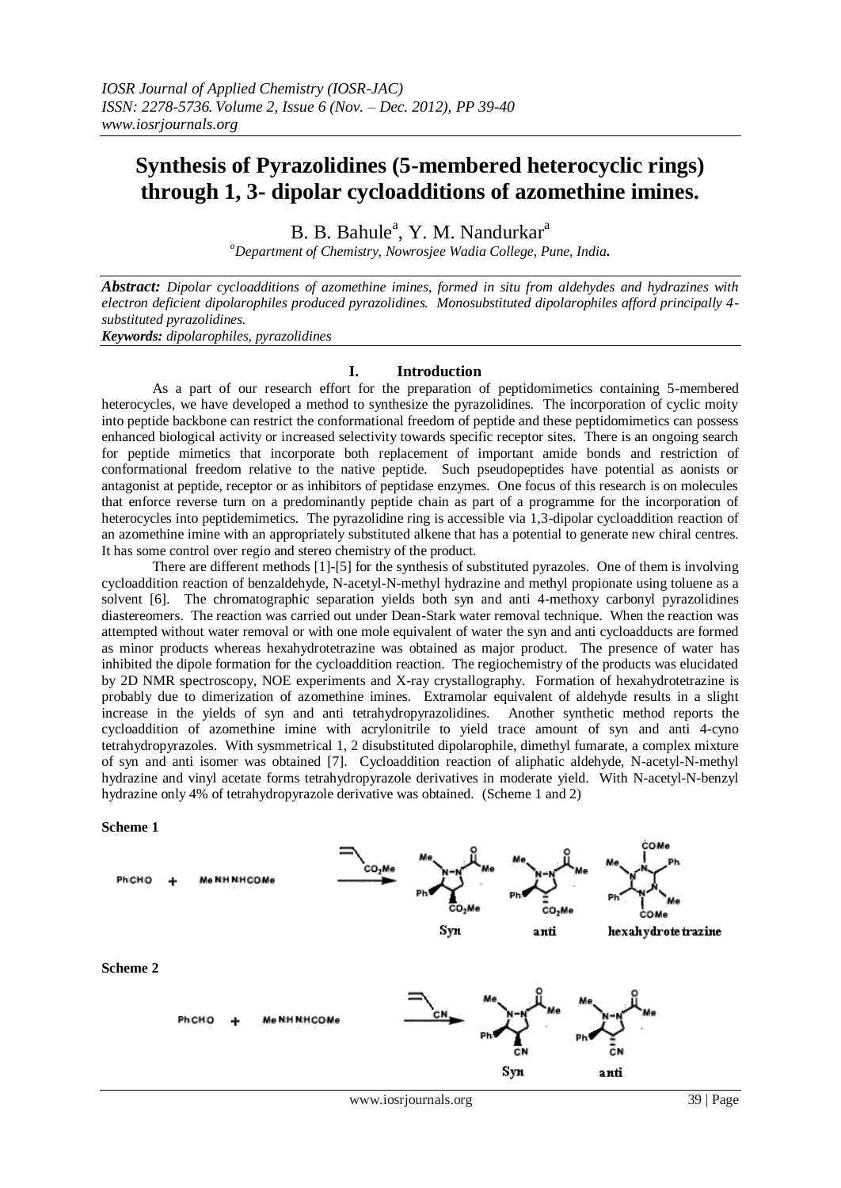# Synthesis of Pyrazolidines (5-membered heterocyclic rings) through 1, 3- dipolar cycloadditions of azomethine imines.

B. B. Bahule[a], Y. M. Nandurkar[a]

[a]*Department of Chemistry, Nowrosjee Wadia College, Pune, India.*

***Abstract:*** *Dipolar cycloadditions of azomethine imines, formed in situ from aldehydes and hydrazines with electron deficient dipolarophiles produced pyrazolidines. Monosubstituted dipolarophiles afford principally 4-substituted pyrazolidines.*

***Keywords:*** *dipolarophiles, pyrazolidines*

## I. Introduction

As a part of our research effort for the preparation of peptidomimetics containing 5-membered heterocycles, we have developed a method to synthesize the pyrazolidines. The incorporation of cyclic moity into peptide backbone can restrict the conformational freedom of peptide and these peptidomimetics can possess enhanced biological activity or increased selectivity towards specific receptor sites. There is an ongoing search for peptide mimetics that incorporate both replacement of important amide bonds and restriction of conformational freedom relative to the native peptide. Such pseudopeptides have potential as aonists or antagonist at peptide, receptor or as inhibitors of peptidase enzymes. One focus of this research is on molecules that enforce reverse turn on a predominantly peptide chain as part of a programme for the incorporation of heterocycles into peptidemimetics. The pyrazolidine ring is accessible via 1,3-dipolar cycloaddition reaction of an azomethine imine with an appropriately substituted alkene that has a potential to generate new chiral centres. It has some control over regio and stereo chemistry of the product.

There are different methods [1]-[5] for the synthesis of substituted pyrazoles. One of them is involving cycloaddition reaction of benzaldehyde, N-acetyl-N-methyl hydrazine and methyl propionate using toluene as a solvent [6]. The chromatographic separation yields both syn and anti 4-methoxy carbonyl pyrazolidines diastereomers. The reaction was carried out under Dean-Stark water removal technique. When the reaction was attempted without water removal or with one mole equivalent of water the syn and anti cycloadducts are formed as minor products whereas hexahydrotetrazine was obtained as major product. The presence of water has inhibited the dipole formation for the cycloaddition reaction. The regiochemistry of the products was elucidated by 2D NMR spectroscopy, NOE experiments and X-ray crystallography. Formation of hexahydrotetrazine is probably due to dimerization of azomethine imines. Extramolar equivalent of aldehyde results in a slight increase in the yields of syn and anti tetrahydropyrazolidines. Another synthetic method reports the cycloaddition of azomethine imine with acrylonitrile to yield trace amount of syn and anti 4-cyno tetrahydropyrazoles. With sysmmetrical 1, 2 disubstituted dipolarophile, dimethyl fumarate, a complex mixture of syn and anti isomer was obtained [7]. Cycloaddition reaction of aliphatic aldehyde, N-acetyl-N-methyl hydrazine and vinyl acetate forms tetrahydropyrazole derivatives in moderate yield. With N-acetyl-N-benzyl hydrazine only 4% of tetrahydropyrazole derivative was obtained. (Scheme 1 and 2)

**Scheme 1**

PhCHO + MeNHNHCOMe → ($CH_2{=}CHCO_2Me$) → Syn, anti, hexahydrotetrazine

**Scheme 2**

PhCHO + MeNHNHCOMe → ($CH_2{=}CHCN$) → Syn, anti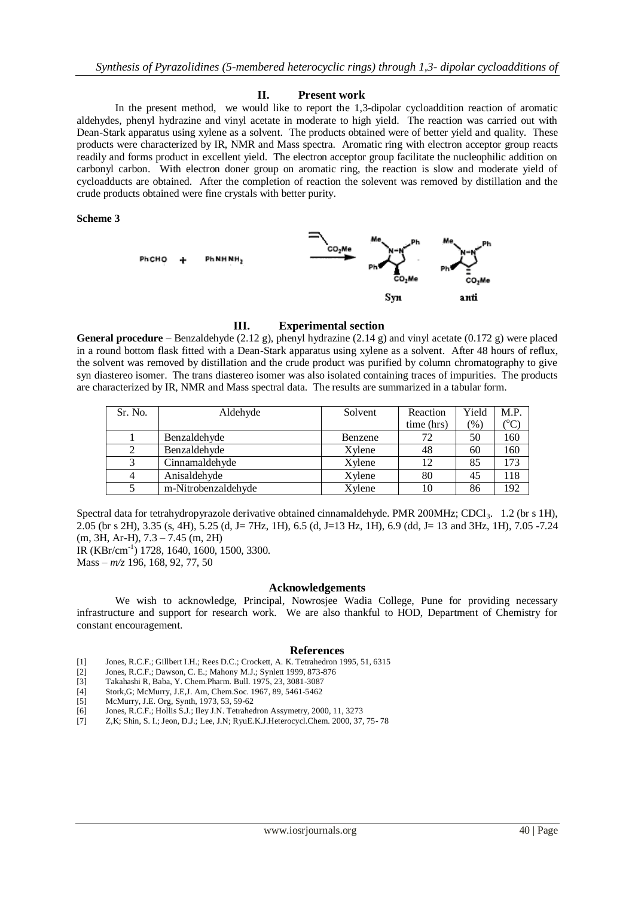## II. Present work

In the present method, we would like to report the 1,3-dipolar cycloaddition reaction of aromatic aldehydes, phenyl hydrazine and vinyl acetate in moderate to high yield. The reaction was carried out with Dean-Stark apparatus using xylene as a solvent. The products obtained were of better yield and quality. These products were characterized by IR, NMR and Mass spectra. Aromatic ring with electron acceptor group reacts readily and forms product in excellent yield. The electron acceptor group facilitate the nucleophilic addition on carbonyl carbon. With electron doner group on aromatic ring, the reaction is slow and moderate yield of cycloadducts are obtained. After the completion of reaction the solevent was removed by distillation and the crude products obtained were fine crystals with better purity.

**Scheme 3**

PhCHO + PhNHNH$_2$ → ($CO_2Me$) 

Syn anti

## III. Experimental section

**General procedure** – Benzaldehyde (2.12 g), phenyl hydrazine (2.14 g) and vinyl acetate (0.172 g) were placed in a round bottom flask fitted with a Dean-Stark apparatus using xylene as a solvent. After 48 hours of reflux, the solvent was removed by distillation and the crude product was purified by column chromatography to give syn diastereo isomer. The trans diastereo isomer was also isolated containing traces of impurities. The products are characterized by IR, NMR and Mass spectral data. The results are summarized in a tabular form.

| Sr. No. | Aldehyde | Solvent | Reaction time (hrs) | Yield (%) | M.P. ($^{o}$C) |
|---|---|---|---|---|---|
| 1 | Benzaldehyde | Benzene | 72 | 50 | 160 |
| 2 | Benzaldehyde | Xylene | 48 | 60 | 160 |
| 3 | Cinnamaldehyde | Xylene | 12 | 85 | 173 |
| 4 | Anisaldehyde | Xylene | 80 | 45 | 118 |
| 5 | m-Nitrobenzaldehyde | Xylene | 10 | 86 | 192 |

Spectral data for tetrahydropyrazole derivative obtained cinnamaldehyde. PMR 200MHz; $CDCl_3$. 1.2 (br s 1H), 2.05 (br s 2H), 3.35 (s, 4H), 5.25 (d, J= 7Hz, 1H), 6.5 (d, J=13 Hz, 1H), 6.9 (dd, J= 13 and 3Hz, 1H), 7.05 -7.24 (m, 3H, Ar-H), 7.3 – 7.45 (m, 2H)

IR (KBr/cm$^{-1}$) 1728, 1640, 1600, 1500, 3300.

Mass – *m/z* 196, 168, 92, 77, 50

## Acknowledgements

We wish to acknowledge, Principal, Nowrosjee Wadia College, Pune for providing necessary infrastructure and support for research work. We are also thankful to HOD, Department of Chemistry for constant encouragement.

## References

[1] Jones, R.C.F.; Gillbert I.H.; Rees D.C.; Crockett, A. K. Tetrahedron 1995, 51, 6315
[2] Jones, R.C.F.; Dawson, C. E.; Mahony M.J.; Synlett 1999, 873-876
[3] Takahashi R, Baba, Y. Chem.Pharm. Bull. 1975, 23, 3081-3087
[4] Stork,G; McMurry, J.E,J. Am, Chem.Soc. 1967, 89, 5461-5462
[5] McMurry, J.E. Org, Synth, 1973, 53, 59-62
[6] Jones, R.C.F.; Hollis S.J.; Iley J.N. Tetrahedron Assymetry, 2000, 11, 3273
[7] Z,K; Shin, S. I.; Jeon, D.J.; Lee, J.N; RyuE.K.J.Heterocycl.Chem. 2000, 37, 75- 78